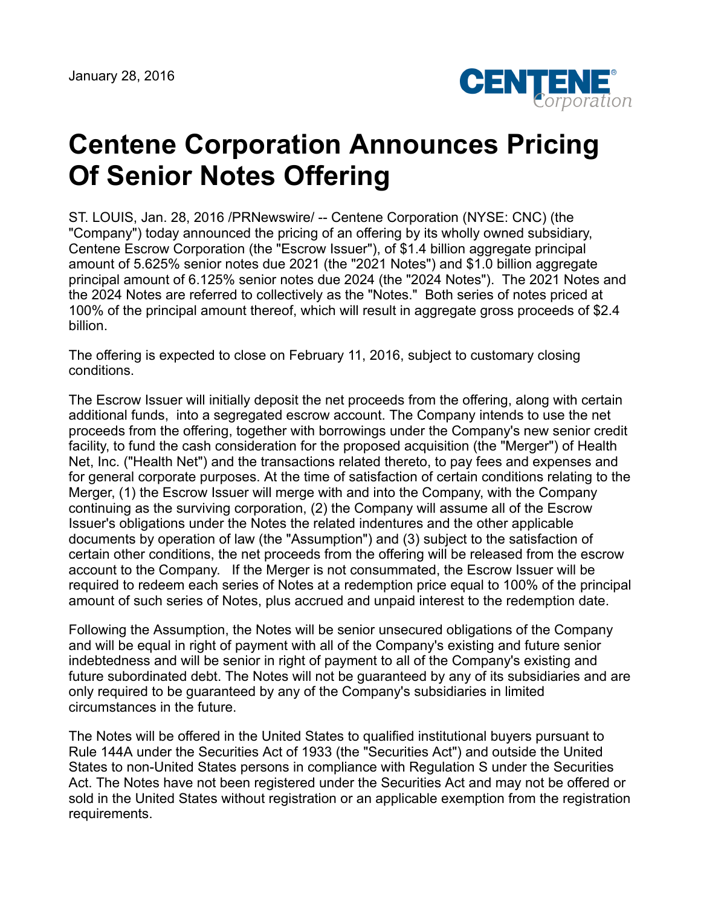January 28, 2016

# Centene Corporation Announces Pricing Of Senior Notes Offering

ST. LOUIS, Jan. 28, 2016 /PRNewswire/ -- Centene Corporation (NYSE: CNC) (the "Company") today announced the pricing of an offering by its wholly owned subsidiary, Centene Escrow Corporation (the "Escrow Issuer"), of $1.4 billion aggregate principal amount of 5.625% senior notes due 2021 (the "2021 Notes") and $1.0 billion aggregate principal amount of 6.125% senior notes due 2024 (the "2024 Notes"). The 2021 Notes and the 2024 Notes are referred to collectively as the "Notes." Both series of notes priced at 100% of the principal amount thereof, which will result in aggregate gross proceeds of $2.4 billion.

The offering is expected to close on February 11, 2016, subject to customary closing conditions.

The Escrow Issuer will initially deposit the net proceeds from the offering, along with certain additional funds, into a segregated escrow account. The Company intends to use the net proceeds from the offering, together with borrowings under the Company's new senior credit facility, to fund the cash consideration for the proposed acquisition (the "Merger") of Health Net, Inc. ("Health Net") and the transactions related thereto, to pay fees and expenses and for general corporate purposes. At the time of satisfaction of certain conditions relating to the Merger, (1) the Escrow Issuer will merge with and into the Company, with the Company continuing as the surviving corporation, (2) the Company will assume all of the Escrow Issuer's obligations under the Notes the related indentures and the other applicable documents by operation of law (the "Assumption") and (3) subject to the satisfaction of certain other conditions, the net proceeds from the offering will be released from the escrow account to the Company. If the Merger is not consummated, the Escrow Issuer will be required to redeem each series of Notes at a redemption price equal to 100% of the principal amount of such series of Notes, plus accrued and unpaid interest to the redemption date.

Following the Assumption, the Notes will be senior unsecured obligations of the Company and will be equal in right of payment with all of the Company's existing and future senior indebtedness and will be senior in right of payment to all of the Company's existing and future subordinated debt. The Notes will not be guaranteed by any of its subsidiaries and are only required to be guaranteed by any of the Company's subsidiaries in limited circumstances in the future.

The Notes will be offered in the United States to qualified institutional buyers pursuant to Rule 144A under the Securities Act of 1933 (the "Securities Act") and outside the United States to non-United States persons in compliance with Regulation S under the Securities Act. The Notes have not been registered under the Securities Act and may not be offered or sold in the United States without registration or an applicable exemption from the registration requirements.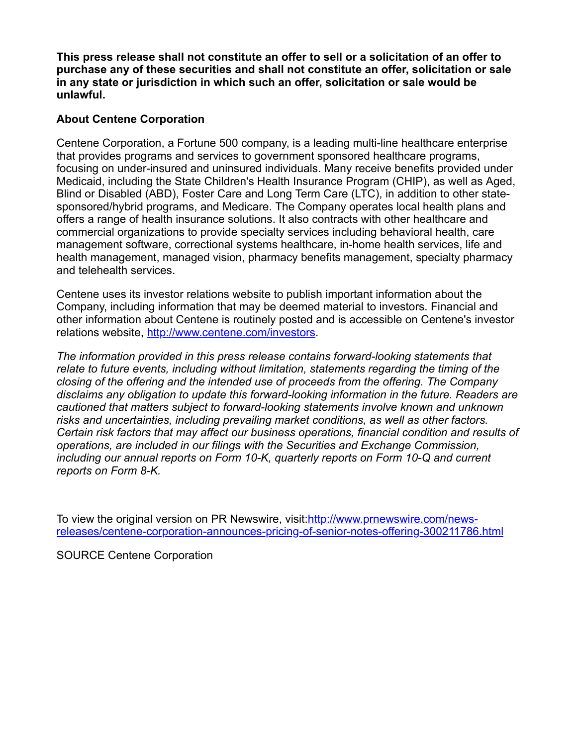**This press release shall not constitute an offer to sell or a solicitation of an offer to purchase any of these securities and shall not constitute an offer, solicitation or sale in any state or jurisdiction in which such an offer, solicitation or sale would be unlawful.**

**About Centene Corporation**

Centene Corporation, a Fortune 500 company, is a leading multi-line healthcare enterprise that provides programs and services to government sponsored healthcare programs, focusing on under-insured and uninsured individuals. Many receive benefits provided under Medicaid, including the State Children's Health Insurance Program (CHIP), as well as Aged, Blind or Disabled (ABD), Foster Care and Long Term Care (LTC), in addition to other state-sponsored/hybrid programs, and Medicare. The Company operates local health plans and offers a range of health insurance solutions. It also contracts with other healthcare and commercial organizations to provide specialty services including behavioral health, care management software, correctional systems healthcare, in-home health services, life and health management, managed vision, pharmacy benefits management, specialty pharmacy and telehealth services.

Centene uses its investor relations website to publish important information about the Company, including information that may be deemed material to investors. Financial and other information about Centene is routinely posted and is accessible on Centene's investor relations website, [http://www.centene.com/investors](http://www.centene.com/investors).

*The information provided in this press release contains forward-looking statements that relate to future events, including without limitation, statements regarding the timing of the closing of the offering and the intended use of proceeds from the offering. The Company disclaims any obligation to update this forward-looking information in the future. Readers are cautioned that matters subject to forward-looking statements involve known and unknown risks and uncertainties, including prevailing market conditions, as well as other factors. Certain risk factors that may affect our business operations, financial condition and results of operations, are included in our filings with the Securities and Exchange Commission, including our annual reports on Form 10-K, quarterly reports on Form 10-Q and current reports on Form 8-K.*

To view the original version on PR Newswire, visit:[http://www.prnewswire.com/news-releases/centene-corporation-announces-pricing-of-senior-notes-offering-300211786.html](http://www.prnewswire.com/news-releases/centene-corporation-announces-pricing-of-senior-notes-offering-300211786.html)

SOURCE Centene Corporation